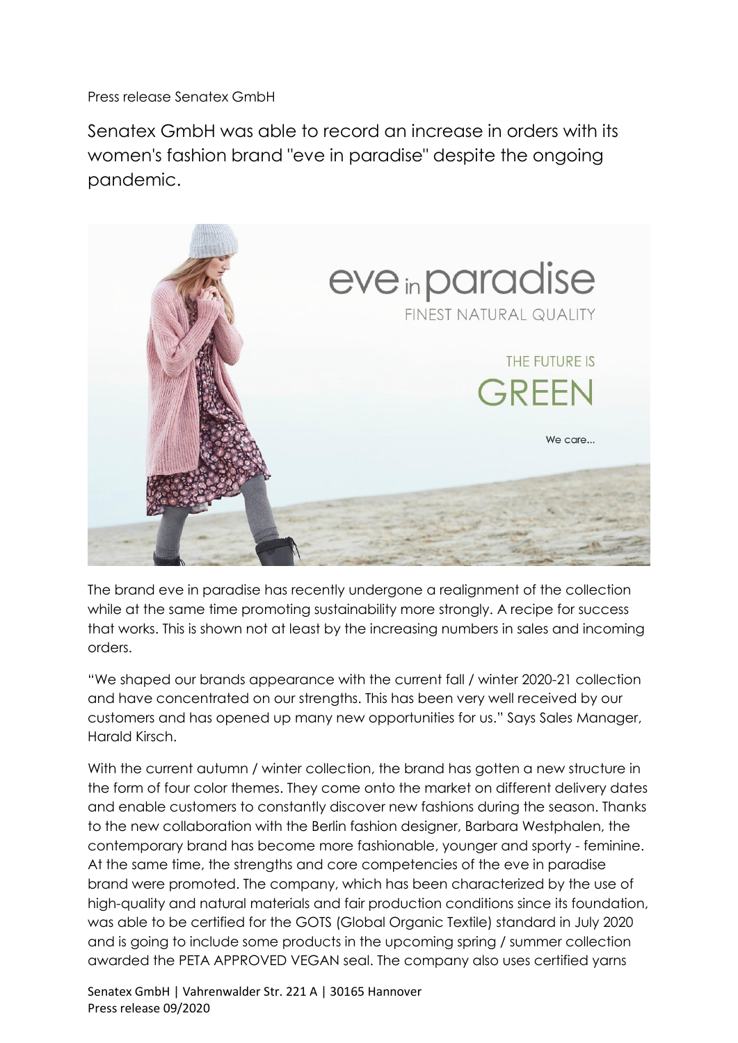Press release Senatex GmbH

# Senatex GmbH was able to record an increase in orders with its women's fashion brand "eve in paradise" despite the ongoing pandemic.

The brand eve in paradise has recently undergone a realignment of the collection while at the same time promoting sustainability more strongly. A recipe for success that works. This is shown not at least by the increasing numbers in sales and incoming orders.

"We shaped our brands appearance with the current fall / winter 2020-21 collection and have concentrated on our strengths. This has been very well received by our customers and has opened up many new opportunities for us." Says Sales Manager, Harald Kirsch.

With the current autumn / winter collection, the brand has gotten a new structure in the form of four color themes. They come onto the market on different delivery dates and enable customers to constantly discover new fashions during the season. Thanks to the new collaboration with the Berlin fashion designer, Barbara Westphalen, the contemporary brand has become more fashionable, younger and sporty - feminine. At the same time, the strengths and core competencies of the eve in paradise brand were promoted. The company, which has been characterized by the use of high-quality and natural materials and fair production conditions since its foundation, was able to be certified for the GOTS (Global Organic Textile) standard in July 2020 and is going to include some products in the upcoming spring / summer collection awarded the PETA APPROVED VEGAN seal. The company also uses certified yarns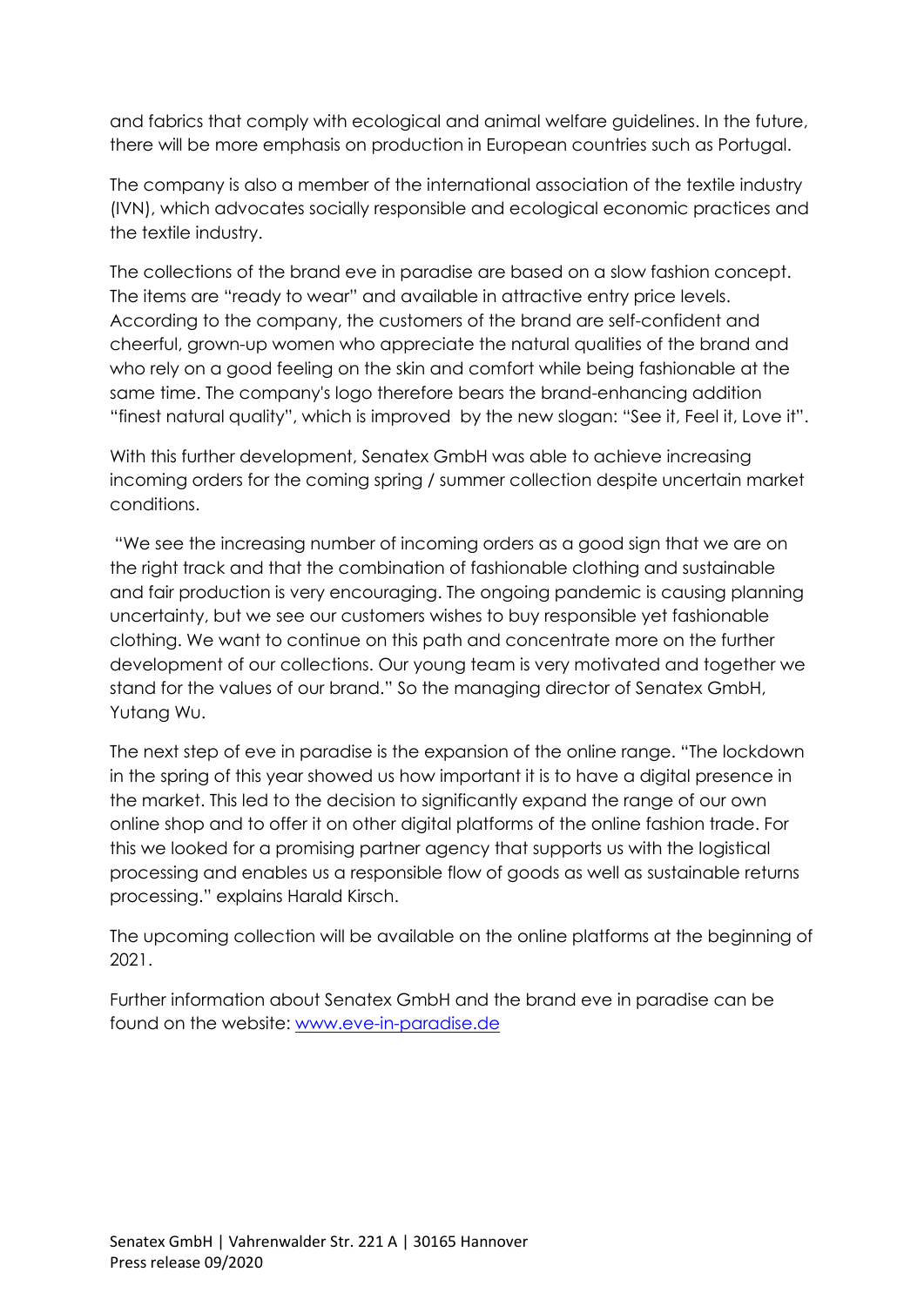and fabrics that comply with ecological and animal welfare guidelines. In the future, there will be more emphasis on production in European countries such as Portugal.

The company is also a member of the international association of the textile industry (IVN), which advocates socially responsible and ecological economic practices and the textile industry.

The collections of the brand eve in paradise are based on a slow fashion concept. The items are "ready to wear" and available in attractive entry price levels. According to the company, the customers of the brand are self-confident and cheerful, grown-up women who appreciate the natural qualities of the brand and who rely on a good feeling on the skin and comfort while being fashionable at the same time. The company's logo therefore bears the brand-enhancing addition "finest natural quality", which is improved by the new slogan: "See it, Feel it, Love it".

With this further development, Senatex GmbH was able to achieve increasing incoming orders for the coming spring / summer collection despite uncertain market conditions.

"We see the increasing number of incoming orders as a good sign that we are on the right track and that the combination of fashionable clothing and sustainable and fair production is very encouraging. The ongoing pandemic is causing planning uncertainty, but we see our customers wishes to buy responsible yet fashionable clothing. We want to continue on this path and concentrate more on the further development of our collections. Our young team is very motivated and together we stand for the values of our brand." So the managing director of Senatex GmbH, Yutang Wu.

The next step of eve in paradise is the expansion of the online range. "The lockdown in the spring of this year showed us how important it is to have a digital presence in the market. This led to the decision to significantly expand the range of our own online shop and to offer it on other digital platforms of the online fashion trade. For this we looked for a promising partner agency that supports us with the logistical processing and enables us a responsible flow of goods as well as sustainable returns processing." explains Harald Kirsch.

The upcoming collection will be available on the online platforms at the beginning of 2021.

Further information about Senatex GmbH and the brand eve in paradise can be found on the website: [www.eve-in-paradise.de](http://www.eve-in-paradise.de)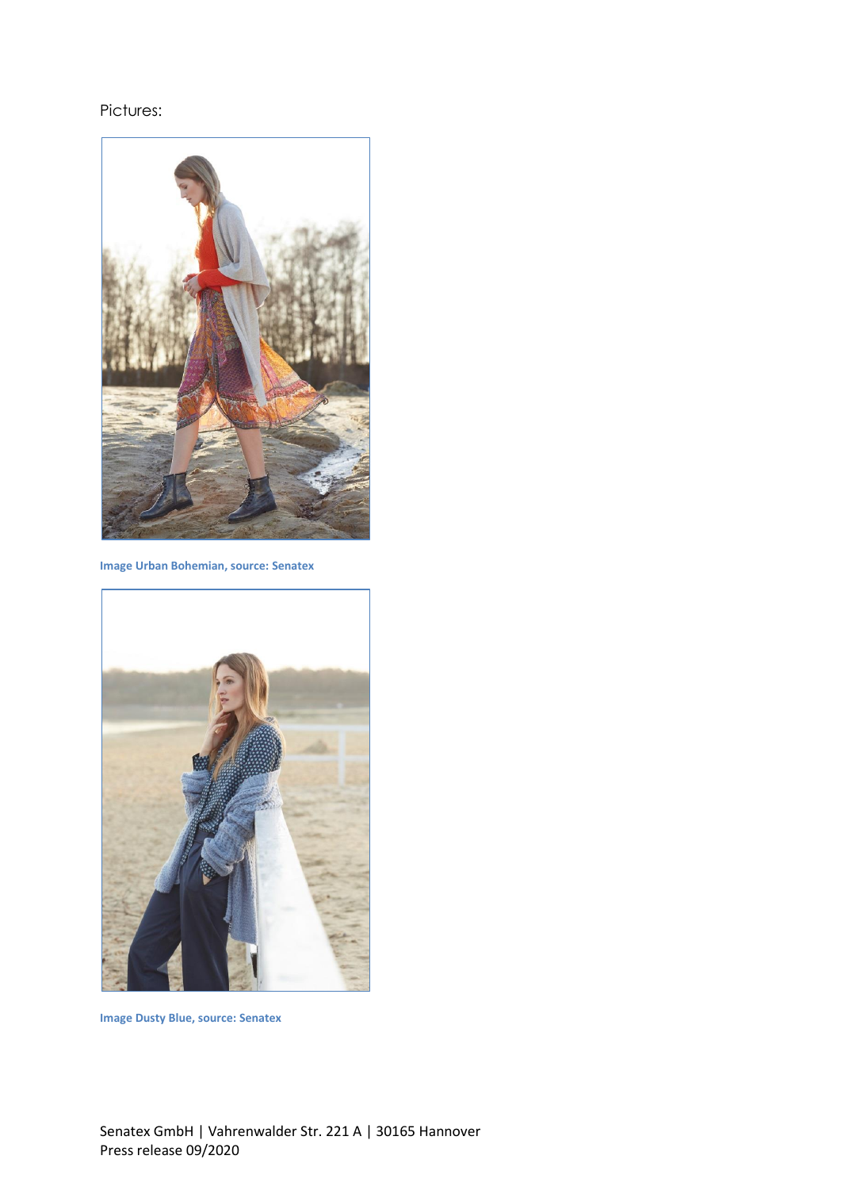Pictures:

**Image Urban Bohemian, source: Senatex**

**Image Dusty Blue, source: Senatex**

Senatex GmbH | Vahrenwalder Str. 221 A | 30165 Hannover
Press release 09/2020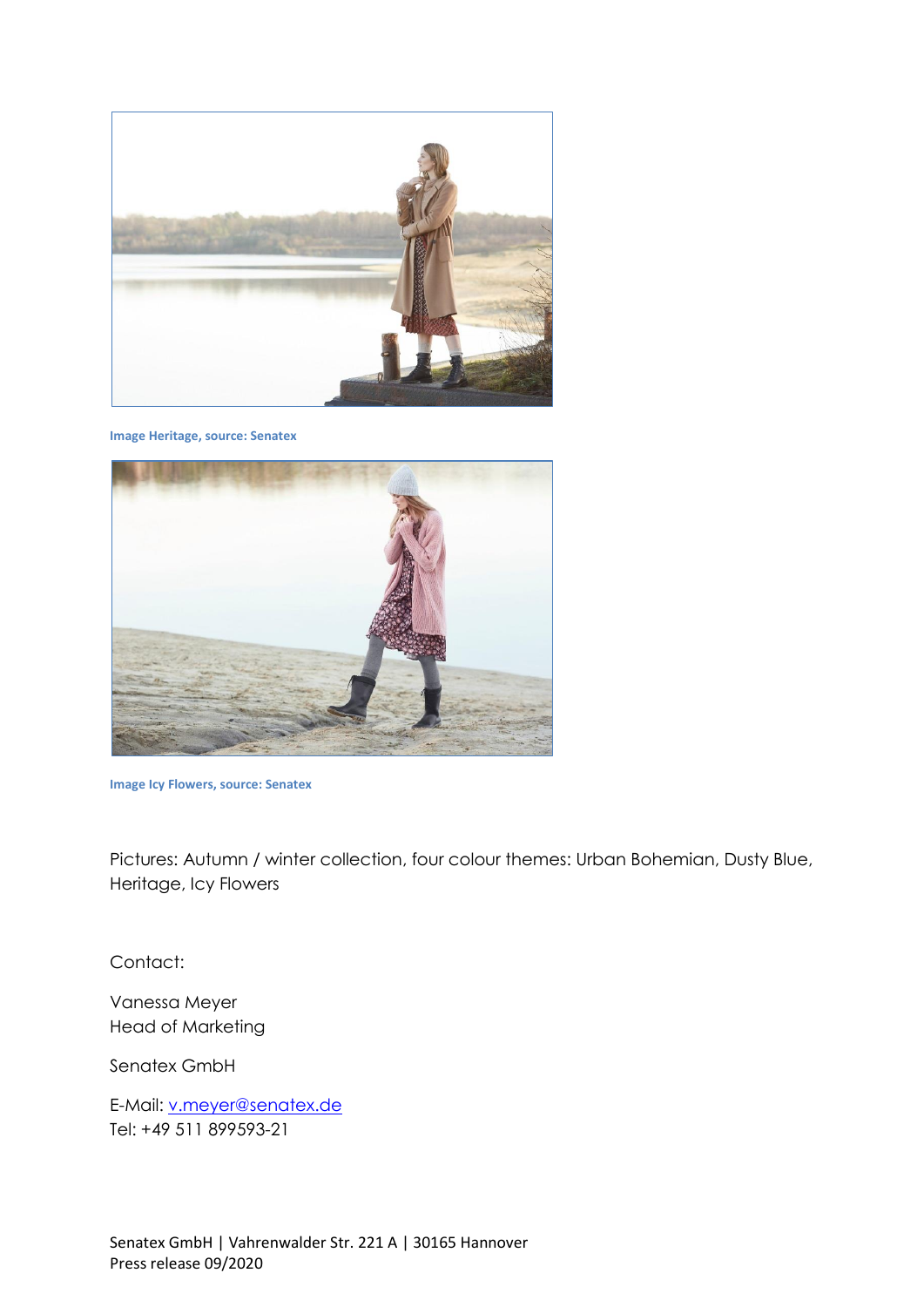Image Heritage, source: Senatex

Image Icy Flowers, source: Senatex

Pictures: Autumn / winter collection, four colour themes: Urban Bohemian, Dusty Blue, Heritage, Icy Flowers

Contact:

Vanessa Meyer
Head of Marketing

Senatex GmbH

E-Mail: v.meyer@senatex.de
Tel: +49 511 899593-21

Senatex GmbH | Vahrenwalder Str. 221 A | 30165 Hannover
Press release 09/2020